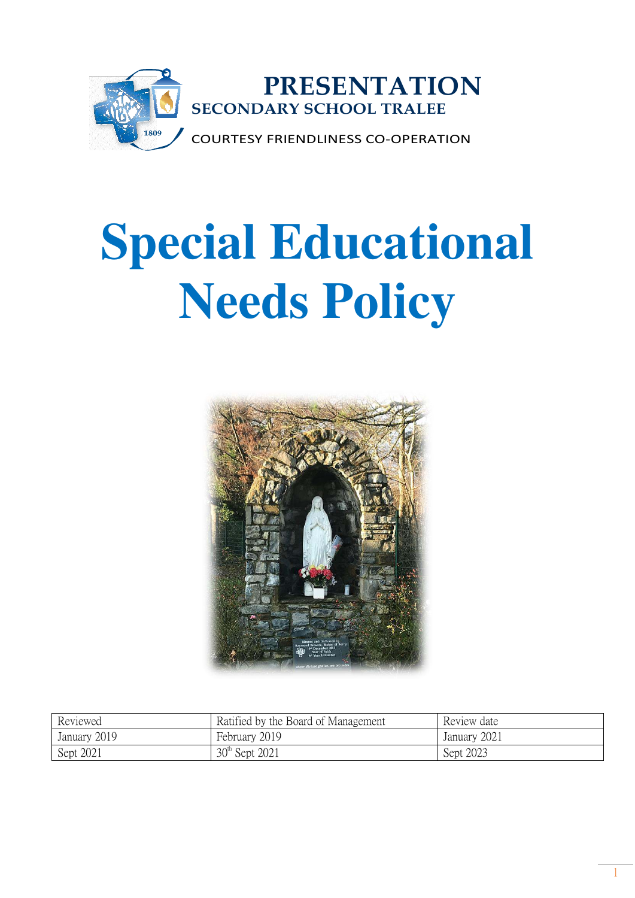**PRESENTATION**
**SECONDARY SCHOOL TRALEE**

COURTESY FRIENDLINESS CO-OPERATION

# Special Educational Needs Policy

| Reviewed | Ratified by the Board of Management | Review date |
|---|---|---|
| January 2019 | February 2019 | January 2021 |
| Sept 2021 | 30th Sept 2021 | Sept 2023 |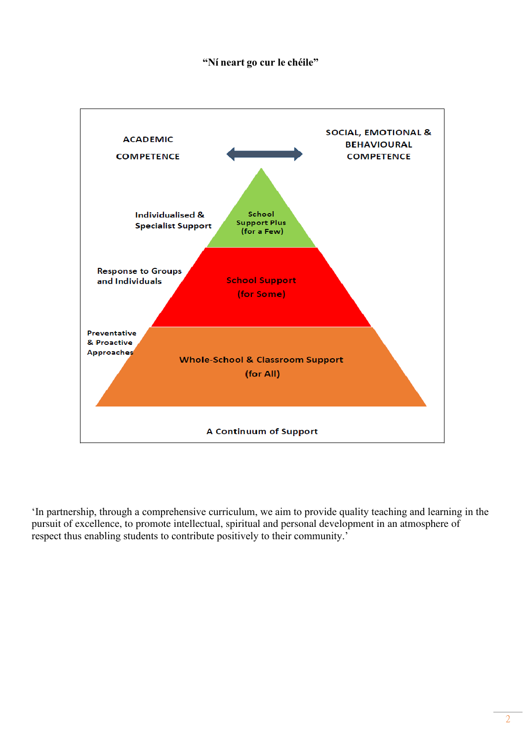**“Ní neart go cur le chéile”**

ACADEMIC COMPETENCE

SOCIAL, EMOTIONAL & BEHAVIOURAL COMPETENCE

Individualised & Specialist Support

School Support Plus (for a Few)

Response to Groups and Individuals

School Support (for Some)

Preventative & Proactive Approaches

Whole-School & Classroom Support (for All)

A Continuum of Support

‘In partnership, through a comprehensive curriculum, we aim to provide quality teaching and learning in the pursuit of excellence, to promote intellectual, spiritual and personal development in an atmosphere of respect thus enabling students to contribute positively to their community.’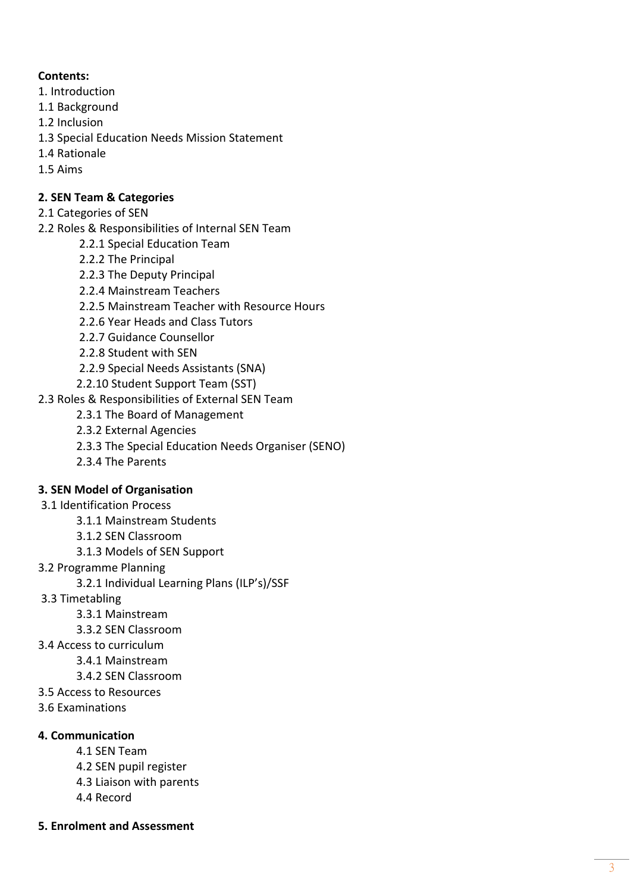**Contents:**

1. Introduction
1.1 Background
1.2 Inclusion
1.3 Special Education Needs Mission Statement
1.4 Rationale
1.5 Aims

**2. SEN Team & Categories**

2.1 Categories of SEN
2.2 Roles & Responsibilities of Internal SEN Team
- 2.2.1 Special Education Team
- 2.2.2 The Principal
- 2.2.3 The Deputy Principal
- 2.2.4 Mainstream Teachers
- 2.2.5 Mainstream Teacher with Resource Hours
- 2.2.6 Year Heads and Class Tutors
- 2.2.7 Guidance Counsellor
- 2.2.8 Student with SEN
- 2.2.9 Special Needs Assistants (SNA)
- 2.2.10 Student Support Team (SST)

2.3 Roles & Responsibilities of External SEN Team
- 2.3.1 The Board of Management
- 2.3.2 External Agencies
- 2.3.3 The Special Education Needs Organiser (SENO)
- 2.3.4 The Parents

**3. SEN Model of Organisation**

3.1 Identification Process
- 3.1.1 Mainstream Students
- 3.1.2 SEN Classroom
- 3.1.3 Models of SEN Support

3.2 Programme Planning
- 3.2.1 Individual Learning Plans (ILP's)/SSF

3.3 Timetabling
- 3.3.1 Mainstream
- 3.3.2 SEN Classroom

3.4 Access to curriculum
- 3.4.1 Mainstream
- 3.4.2 SEN Classroom

3.5 Access to Resources
3.6 Examinations

**4. Communication**
- 4.1 SEN Team
- 4.2 SEN pupil register
- 4.3 Liaison with parents
- 4.4 Record

**5. Enrolment and Assessment**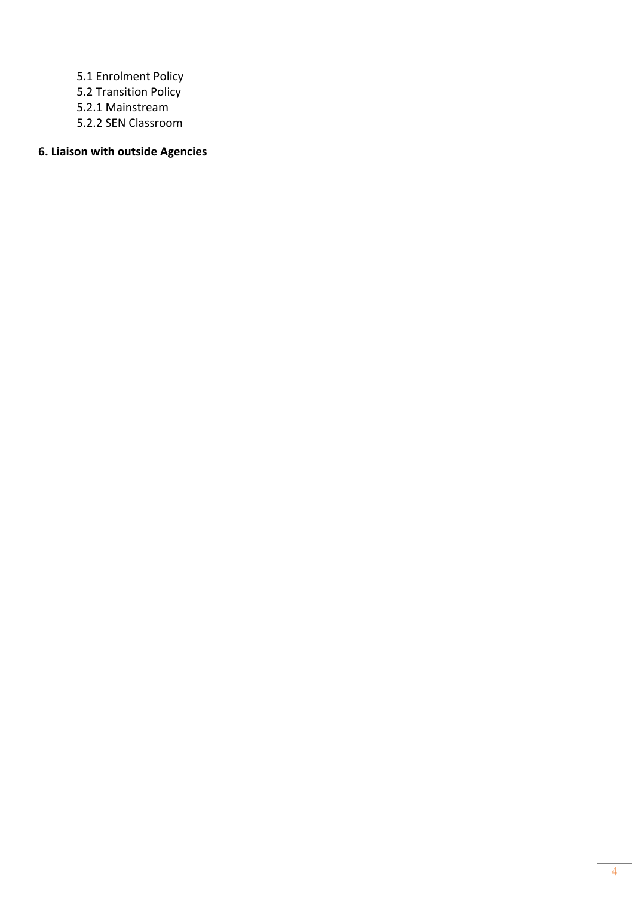5.1 Enrolment Policy
5.2 Transition Policy
5.2.1 Mainstream
5.2.2 SEN Classroom

**6. Liaison with outside Agencies**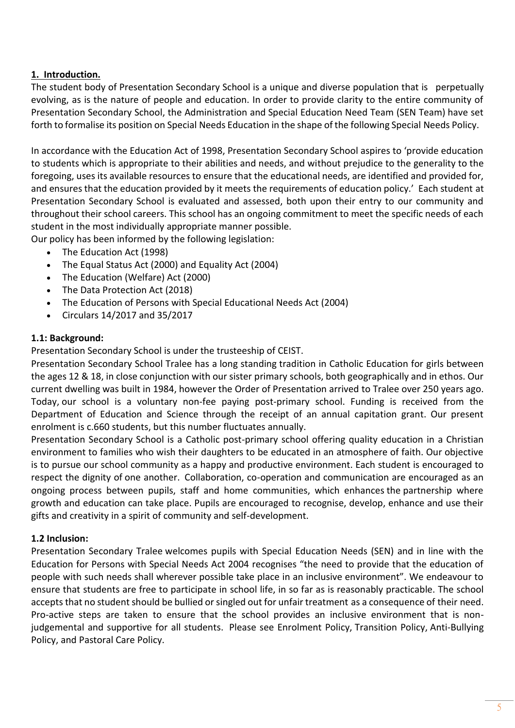## **1. Introduction.**

The student body of Presentation Secondary School is a unique and diverse population that is perpetually evolving, as is the nature of people and education. In order to provide clarity to the entire community of Presentation Secondary School, the Administration and Special Education Need Team (SEN Team) have set forth to formalise its position on Special Needs Education in the shape of the following Special Needs Policy.

In accordance with the Education Act of 1998, Presentation Secondary School aspires to 'provide education to students which is appropriate to their abilities and needs, and without prejudice to the generality to the foregoing, uses its available resources to ensure that the educational needs, are identified and provided for, and ensures that the education provided by it meets the requirements of education policy.' Each student at Presentation Secondary School is evaluated and assessed, both upon their entry to our community and throughout their school careers. This school has an ongoing commitment to meet the specific needs of each student in the most individually appropriate manner possible.

Our policy has been informed by the following legislation:

- The Education Act (1998)
- The Equal Status Act (2000) and Equality Act (2004)
- The Education (Welfare) Act (2000)
- The Data Protection Act (2018)
- The Education of Persons with Special Educational Needs Act (2004)
- Circulars 14/2017 and 35/2017

### **1.1: Background:**

Presentation Secondary School is under the trusteeship of CEIST.

Presentation Secondary School Tralee has a long standing tradition in Catholic Education for girls between the ages 12 & 18, in close conjunction with our sister primary schools, both geographically and in ethos. Our current dwelling was built in 1984, however the Order of Presentation arrived to Tralee over 250 years ago. Today, our school is a voluntary non-fee paying post-primary school. Funding is received from the Department of Education and Science through the receipt of an annual capitation grant. Our present enrolment is c.660 students, but this number fluctuates annually.

Presentation Secondary School is a Catholic post-primary school offering quality education in a Christian environment to families who wish their daughters to be educated in an atmosphere of faith. Our objective is to pursue our school community as a happy and productive environment. Each student is encouraged to respect the dignity of one another. Collaboration, co-operation and communication are encouraged as an ongoing process between pupils, staff and home communities, which enhances the partnership where growth and education can take place. Pupils are encouraged to recognise, develop, enhance and use their gifts and creativity in a spirit of community and self-development.

### **1.2 Inclusion:**

Presentation Secondary Tralee welcomes pupils with Special Education Needs (SEN) and in line with the Education for Persons with Special Needs Act 2004 recognises "the need to provide that the education of people with such needs shall wherever possible take place in an inclusive environment". We endeavour to ensure that students are free to participate in school life, in so far as is reasonably practicable. The school accepts that no student should be bullied or singled out for unfair treatment as a consequence of their need. Pro-active steps are taken to ensure that the school provides an inclusive environment that is non-judgemental and supportive for all students. Please see Enrolment Policy, Transition Policy, Anti-Bullying Policy, and Pastoral Care Policy.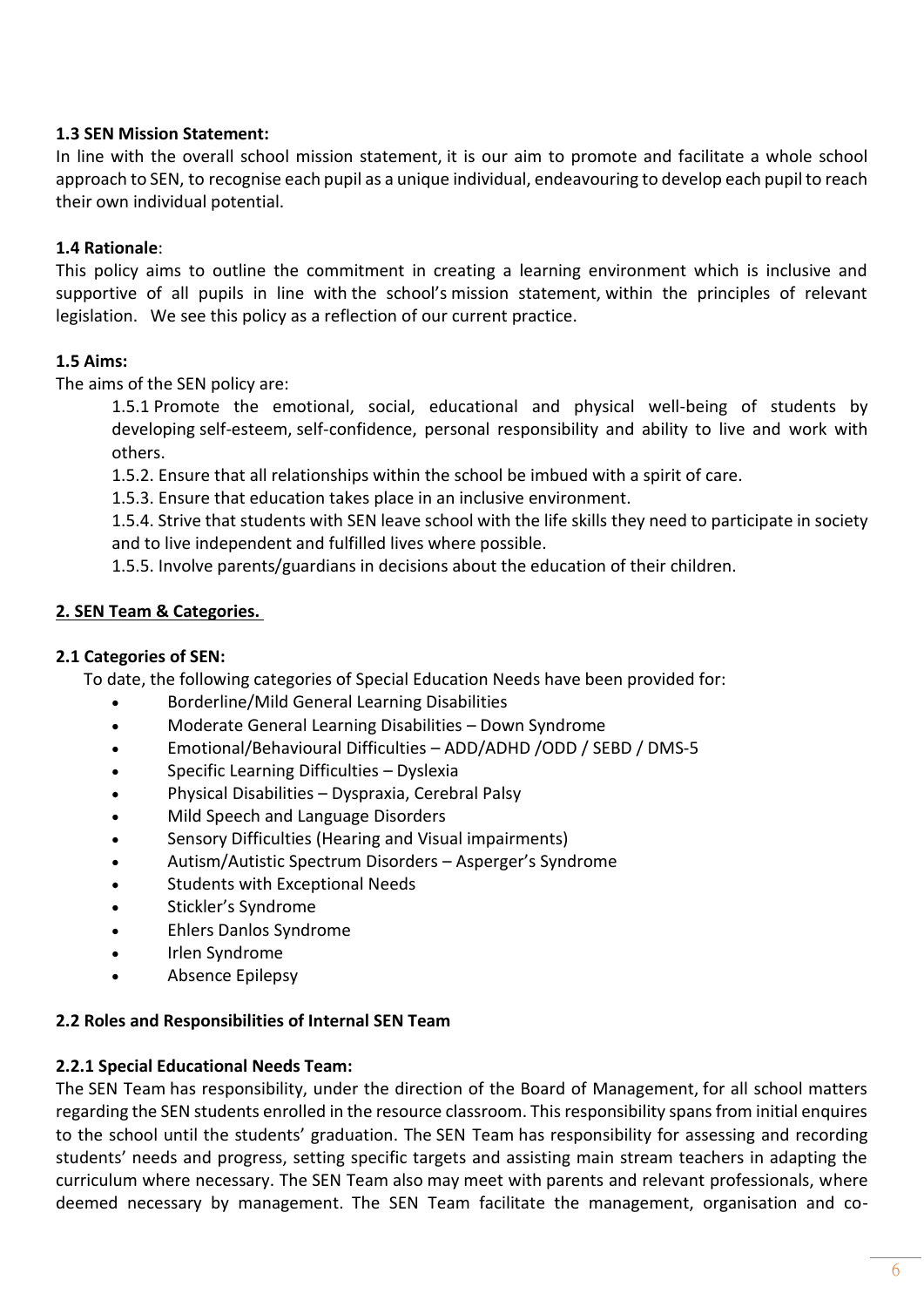**1.3 SEN Mission Statement:**

In line with the overall school mission statement, it is our aim to promote and facilitate a whole school approach to SEN, to recognise each pupil as a unique individual, endeavouring to develop each pupil to reach their own individual potential.

**1.4 Rationale**:

This policy aims to outline the commitment in creating a learning environment which is inclusive and supportive of all pupils in line with the school's mission statement, within the principles of relevant legislation. We see this policy as a reflection of our current practice.

**1.5 Aims:**

The aims of the SEN policy are:

1.5.1 Promote the emotional, social, educational and physical well-being of students by developing self-esteem, self-confidence, personal responsibility and ability to live and work with others.

1.5.2. Ensure that all relationships within the school be imbued with a spirit of care.

1.5.3. Ensure that education takes place in an inclusive environment.

1.5.4. Strive that students with SEN leave school with the life skills they need to participate in society and to live independent and fulfilled lives where possible.

1.5.5. Involve parents/guardians in decisions about the education of their children.

## 2. SEN Team & Categories.

**2.1 Categories of SEN:**

To date, the following categories of Special Education Needs have been provided for:

- Borderline/Mild General Learning Disabilities
- Moderate General Learning Disabilities – Down Syndrome
- Emotional/Behavioural Difficulties – ADD/ADHD /ODD / SEBD / DMS-5
- Specific Learning Difficulties – Dyslexia
- Physical Disabilities – Dyspraxia, Cerebral Palsy
- Mild Speech and Language Disorders
- Sensory Difficulties (Hearing and Visual impairments)
- Autism/Autistic Spectrum Disorders – Asperger's Syndrome
- Students with Exceptional Needs
- Stickler's Syndrome
- Ehlers Danlos Syndrome
- Irlen Syndrome
- Absence Epilepsy

**2.2 Roles and Responsibilities of Internal SEN Team**

**2.2.1 Special Educational Needs Team:**

The SEN Team has responsibility, under the direction of the Board of Management, for all school matters regarding the SEN students enrolled in the resource classroom. This responsibility spans from initial enquires to the school until the students' graduation. The SEN Team has responsibility for assessing and recording students' needs and progress, setting specific targets and assisting main stream teachers in adapting the curriculum where necessary. The SEN Team also may meet with parents and relevant professionals, where deemed necessary by management. The SEN Team facilitate the management, organisation and co-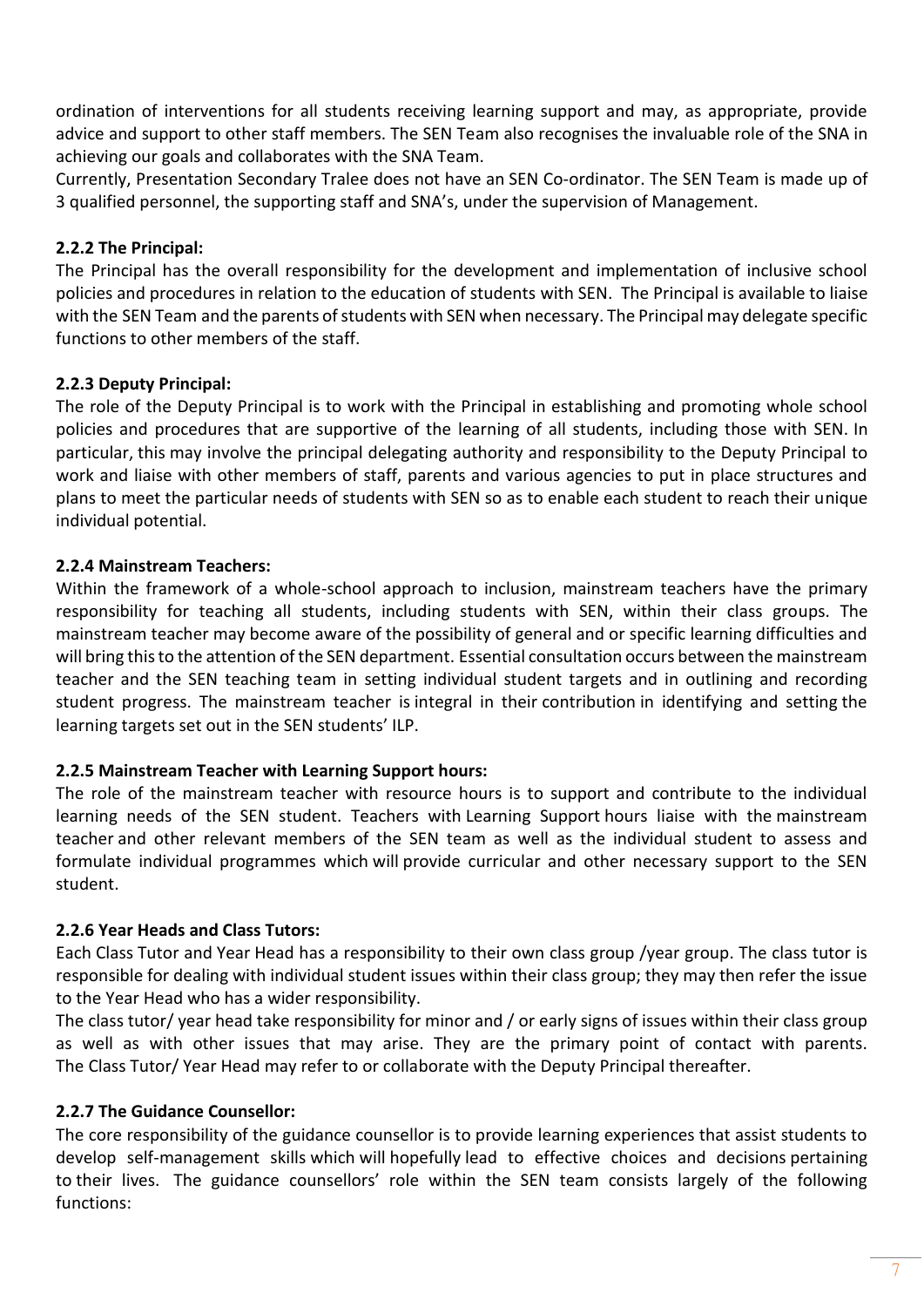ordination of interventions for all students receiving learning support and may, as appropriate, provide advice and support to other staff members. The SEN Team also recognises the invaluable role of the SNA in achieving our goals and collaborates with the SNA Team.

Currently, Presentation Secondary Tralee does not have an SEN Co-ordinator. The SEN Team is made up of 3 qualified personnel, the supporting staff and SNA's, under the supervision of Management.

### 2.2.2 The Principal:

The Principal has the overall responsibility for the development and implementation of inclusive school policies and procedures in relation to the education of students with SEN. The Principal is available to liaise with the SEN Team and the parents of students with SEN when necessary. The Principal may delegate specific functions to other members of the staff.

### 2.2.3 Deputy Principal:

The role of the Deputy Principal is to work with the Principal in establishing and promoting whole school policies and procedures that are supportive of the learning of all students, including those with SEN. In particular, this may involve the principal delegating authority and responsibility to the Deputy Principal to work and liaise with other members of staff, parents and various agencies to put in place structures and plans to meet the particular needs of students with SEN so as to enable each student to reach their unique individual potential.

### 2.2.4 Mainstream Teachers:

Within the framework of a whole-school approach to inclusion, mainstream teachers have the primary responsibility for teaching all students, including students with SEN, within their class groups. The mainstream teacher may become aware of the possibility of general and or specific learning difficulties and will bring this to the attention of the SEN department. Essential consultation occurs between the mainstream teacher and the SEN teaching team in setting individual student targets and in outlining and recording student progress. The mainstream teacher is integral in their contribution in identifying and setting the learning targets set out in the SEN students' ILP.

### 2.2.5 Mainstream Teacher with Learning Support hours:

The role of the mainstream teacher with resource hours is to support and contribute to the individual learning needs of the SEN student. Teachers with Learning Support hours liaise with the mainstream teacher and other relevant members of the SEN team as well as the individual student to assess and formulate individual programmes which will provide curricular and other necessary support to the SEN student.

### 2.2.6 Year Heads and Class Tutors:

Each Class Tutor and Year Head has a responsibility to their own class group /year group. The class tutor is responsible for dealing with individual student issues within their class group; they may then refer the issue to the Year Head who has a wider responsibility.

The class tutor/ year head take responsibility for minor and / or early signs of issues within their class group as well as with other issues that may arise. They are the primary point of contact with parents. The Class Tutor/ Year Head may refer to or collaborate with the Deputy Principal thereafter.

### 2.2.7 The Guidance Counsellor:

The core responsibility of the guidance counsellor is to provide learning experiences that assist students to develop self-management skills which will hopefully lead to effective choices and decisions pertaining to their lives. The guidance counsellors' role within the SEN team consists largely of the following functions: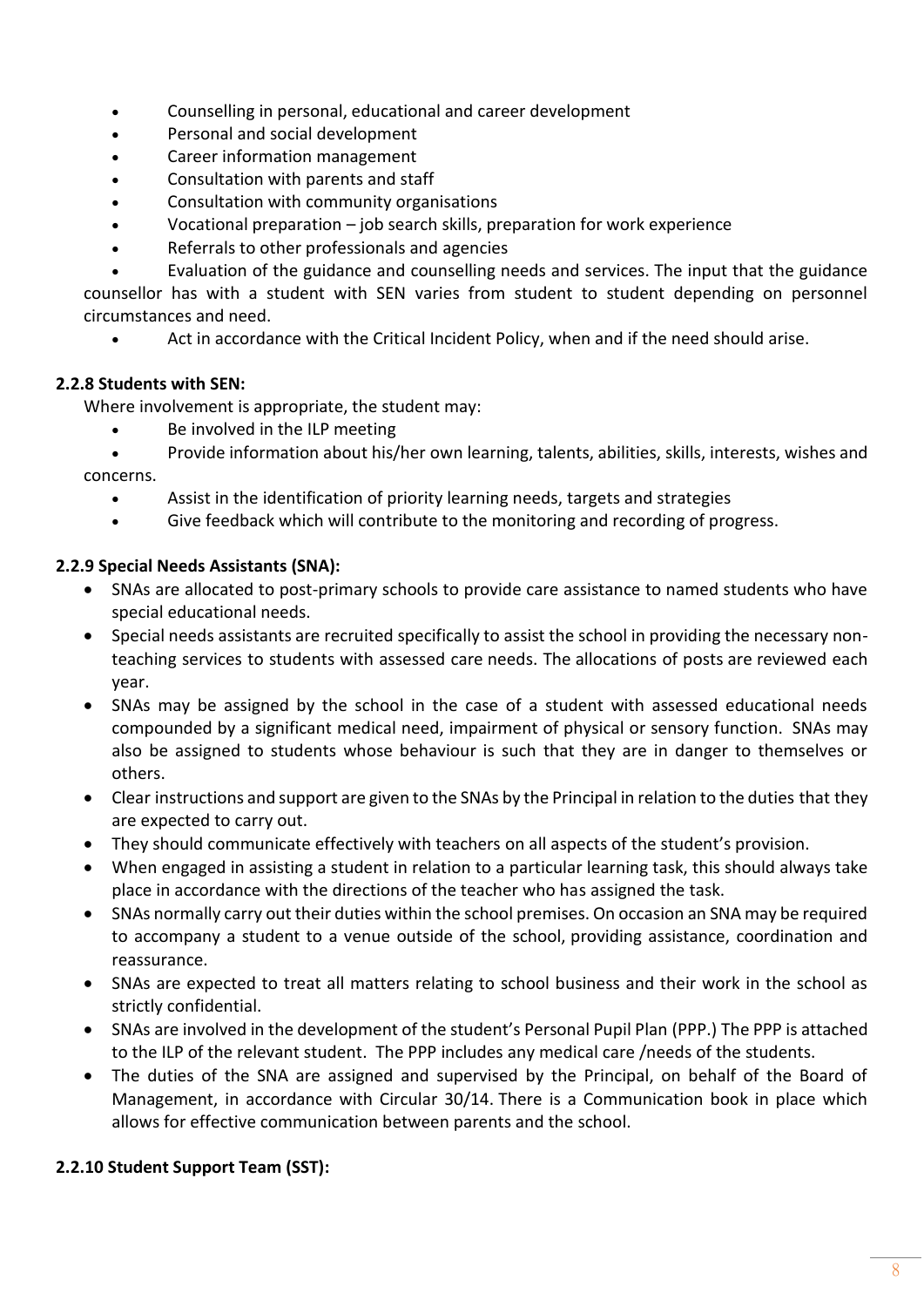- Counselling in personal, educational and career development
- Personal and social development
- Career information management
- Consultation with parents and staff
- Consultation with community organisations
- Vocational preparation – job search skills, preparation for work experience
- Referrals to other professionals and agencies
- Evaluation of the guidance and counselling needs and services. The input that the guidance counsellor has with a student with SEN varies from student to student depending on personnel circumstances and need.
- Act in accordance with the Critical Incident Policy, when and if the need should arise.

**2.2.8 Students with SEN:**

Where involvement is appropriate, the student may:

- Be involved in the ILP meeting
- Provide information about his/her own learning, talents, abilities, skills, interests, wishes and concerns.
- Assist in the identification of priority learning needs, targets and strategies
- Give feedback which will contribute to the monitoring and recording of progress.

**2.2.9 Special Needs Assistants (SNA):**

- SNAs are allocated to post-primary schools to provide care assistance to named students who have special educational needs.
- Special needs assistants are recruited specifically to assist the school in providing the necessary non-teaching services to students with assessed care needs. The allocations of posts are reviewed each year.
- SNAs may be assigned by the school in the case of a student with assessed educational needs compounded by a significant medical need, impairment of physical or sensory function. SNAs may also be assigned to students whose behaviour is such that they are in danger to themselves or others.
- Clear instructions and support are given to the SNAs by the Principal in relation to the duties that they are expected to carry out.
- They should communicate effectively with teachers on all aspects of the student's provision.
- When engaged in assisting a student in relation to a particular learning task, this should always take place in accordance with the directions of the teacher who has assigned the task.
- SNAs normally carry out their duties within the school premises. On occasion an SNA may be required to accompany a student to a venue outside of the school, providing assistance, coordination and reassurance.
- SNAs are expected to treat all matters relating to school business and their work in the school as strictly confidential.
- SNAs are involved in the development of the student's Personal Pupil Plan (PPP.) The PPP is attached to the ILP of the relevant student. The PPP includes any medical care /needs of the students.
- The duties of the SNA are assigned and supervised by the Principal, on behalf of the Board of Management, in accordance with Circular 30/14. There is a Communication book in place which allows for effective communication between parents and the school.

**2.2.10 Student Support Team (SST):**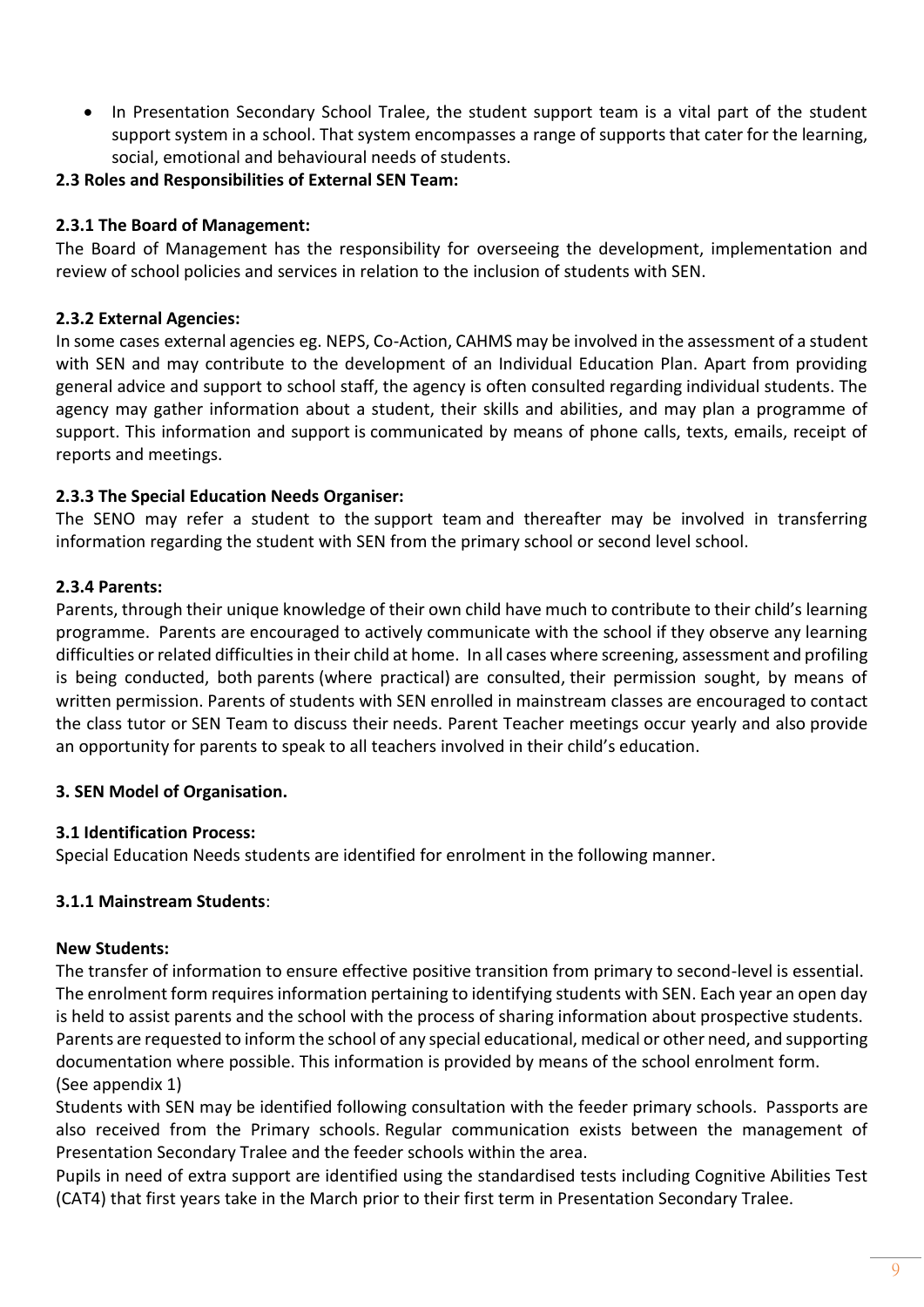- In Presentation Secondary School Tralee, the student support team is a vital part of the student support system in a school. That system encompasses a range of supports that cater for the learning, social, emotional and behavioural needs of students.

**2.3 Roles and Responsibilities of External SEN Team:**

**2.3.1 The Board of Management:**

The Board of Management has the responsibility for overseeing the development, implementation and review of school policies and services in relation to the inclusion of students with SEN.

**2.3.2 External Agencies:**

In some cases external agencies eg. NEPS, Co-Action, CAHMS may be involved in the assessment of a student with SEN and may contribute to the development of an Individual Education Plan. Apart from providing general advice and support to school staff, the agency is often consulted regarding individual students. The agency may gather information about a student, their skills and abilities, and may plan a programme of support. This information and support is communicated by means of phone calls, texts, emails, receipt of reports and meetings.

**2.3.3 The Special Education Needs Organiser:**

The SENO may refer a student to the support team and thereafter may be involved in transferring information regarding the student with SEN from the primary school or second level school.

**2.3.4 Parents:**

Parents, through their unique knowledge of their own child have much to contribute to their child's learning programme. Parents are encouraged to actively communicate with the school if they observe any learning difficulties or related difficulties in their child at home. In all cases where screening, assessment and profiling is being conducted, both parents (where practical) are consulted, their permission sought, by means of written permission. Parents of students with SEN enrolled in mainstream classes are encouraged to contact the class tutor or SEN Team to discuss their needs. Parent Teacher meetings occur yearly and also provide an opportunity for parents to speak to all teachers involved in their child's education.

**3. SEN Model of Organisation.**

**3.1 Identification Process:**

Special Education Needs students are identified for enrolment in the following manner.

**3.1.1 Mainstream Students**:

**New Students:**

The transfer of information to ensure effective positive transition from primary to second-level is essential. The enrolment form requires information pertaining to identifying students with SEN. Each year an open day is held to assist parents and the school with the process of sharing information about prospective students. Parents are requested to inform the school of any special educational, medical or other need, and supporting documentation where possible. This information is provided by means of the school enrolment form. (See appendix 1)

Students with SEN may be identified following consultation with the feeder primary schools. Passports are also received from the Primary schools. Regular communication exists between the management of Presentation Secondary Tralee and the feeder schools within the area.

Pupils in need of extra support are identified using the standardised tests including Cognitive Abilities Test (CAT4) that first years take in the March prior to their first term in Presentation Secondary Tralee.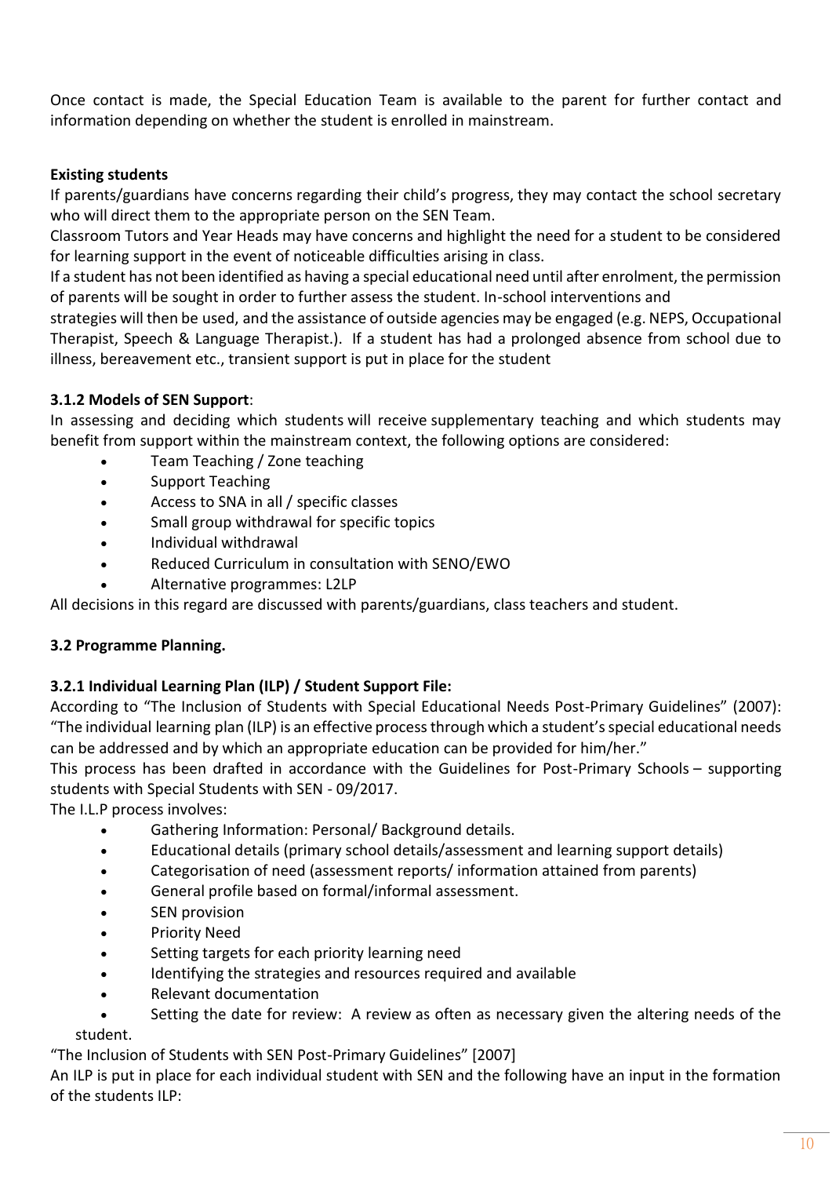Once contact is made, the Special Education Team is available to the parent for further contact and information depending on whether the student is enrolled in mainstream.

**Existing students**

If parents/guardians have concerns regarding their child's progress, they may contact the school secretary who will direct them to the appropriate person on the SEN Team.

Classroom Tutors and Year Heads may have concerns and highlight the need for a student to be considered for learning support in the event of noticeable difficulties arising in class.

If a student has not been identified as having a special educational need until after enrolment, the permission of parents will be sought in order to further assess the student. In-school interventions and strategies will then be used, and the assistance of outside agencies may be engaged (e.g. NEPS, Occupational Therapist, Speech & Language Therapist.). If a student has had a prolonged absence from school due to illness, bereavement etc., transient support is put in place for the student

**3.1.2 Models of SEN Support**:

In assessing and deciding which students will receive supplementary teaching and which students may benefit from support within the mainstream context, the following options are considered:

- Team Teaching / Zone teaching
- Support Teaching
- Access to SNA in all / specific classes
- Small group withdrawal for specific topics
- Individual withdrawal
- Reduced Curriculum in consultation with SENO/EWO
- Alternative programmes: L2LP

All decisions in this regard are discussed with parents/guardians, class teachers and student.

**3.2 Programme Planning.**

**3.2.1 Individual Learning Plan (ILP) / Student Support File:**

According to "The Inclusion of Students with Special Educational Needs Post-Primary Guidelines" (2007): "The individual learning plan (ILP) is an effective process through which a student's special educational needs can be addressed and by which an appropriate education can be provided for him/her."

This process has been drafted in accordance with the Guidelines for Post-Primary Schools – supporting students with Special Students with SEN - 09/2017.

The I.L.P process involves:

- Gathering Information: Personal/ Background details.
- Educational details (primary school details/assessment and learning support details)
- Categorisation of need (assessment reports/ information attained from parents)
- General profile based on formal/informal assessment.
- SEN provision
- Priority Need
- Setting targets for each priority learning need
- Identifying the strategies and resources required and available
- Relevant documentation
- Setting the date for review: A review as often as necessary given the altering needs of the student.

"The Inclusion of Students with SEN Post-Primary Guidelines" [2007]

An ILP is put in place for each individual student with SEN and the following have an input in the formation of the students ILP: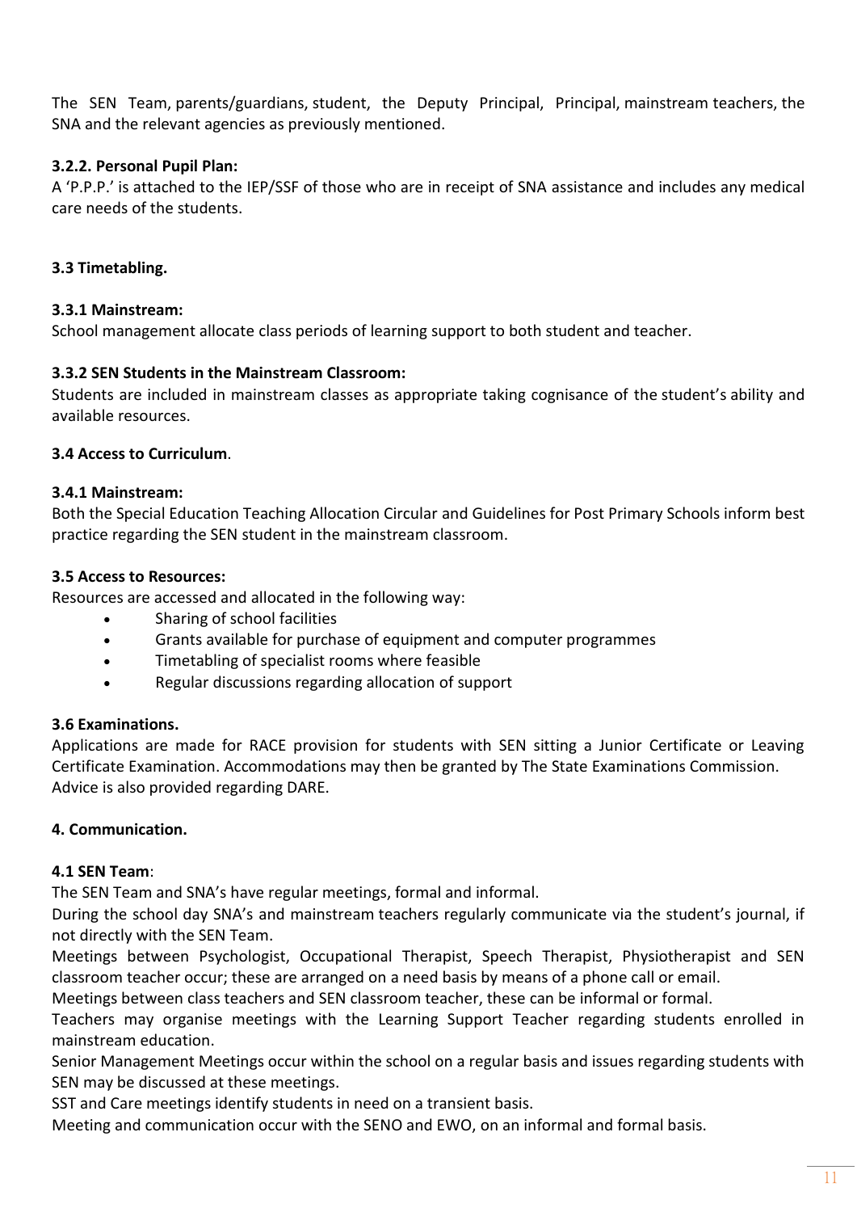The SEN Team, parents/guardians, student, the Deputy Principal, Principal, mainstream teachers, the SNA and the relevant agencies as previously mentioned.

**3.2.2. Personal Pupil Plan:**

A 'P.P.P.' is attached to the IEP/SSF of those who are in receipt of SNA assistance and includes any medical care needs of the students.

**3.3 Timetabling.**

**3.3.1 Mainstream:**

School management allocate class periods of learning support to both student and teacher.

**3.3.2 SEN Students in the Mainstream Classroom:**

Students are included in mainstream classes as appropriate taking cognisance of the student's ability and available resources.

**3.4 Access to Curriculum**.

**3.4.1 Mainstream:**

Both the Special Education Teaching Allocation Circular and Guidelines for Post Primary Schools inform best practice regarding the SEN student in the mainstream classroom.

**3.5 Access to Resources:**

Resources are accessed and allocated in the following way:

- Sharing of school facilities
- Grants available for purchase of equipment and computer programmes
- Timetabling of specialist rooms where feasible
- Regular discussions regarding allocation of support

**3.6 Examinations.**

Applications are made for RACE provision for students with SEN sitting a Junior Certificate or Leaving Certificate Examination. Accommodations may then be granted by The State Examinations Commission. Advice is also provided regarding DARE.

**4. Communication.**

**4.1 SEN Team**:

The SEN Team and SNA's have regular meetings, formal and informal.

During the school day SNA's and mainstream teachers regularly communicate via the student's journal, if not directly with the SEN Team.

Meetings between Psychologist, Occupational Therapist, Speech Therapist, Physiotherapist and SEN classroom teacher occur; these are arranged on a need basis by means of a phone call or email.

Meetings between class teachers and SEN classroom teacher, these can be informal or formal.

Teachers may organise meetings with the Learning Support Teacher regarding students enrolled in mainstream education.

Senior Management Meetings occur within the school on a regular basis and issues regarding students with SEN may be discussed at these meetings.

SST and Care meetings identify students in need on a transient basis.

Meeting and communication occur with the SENO and EWO, on an informal and formal basis.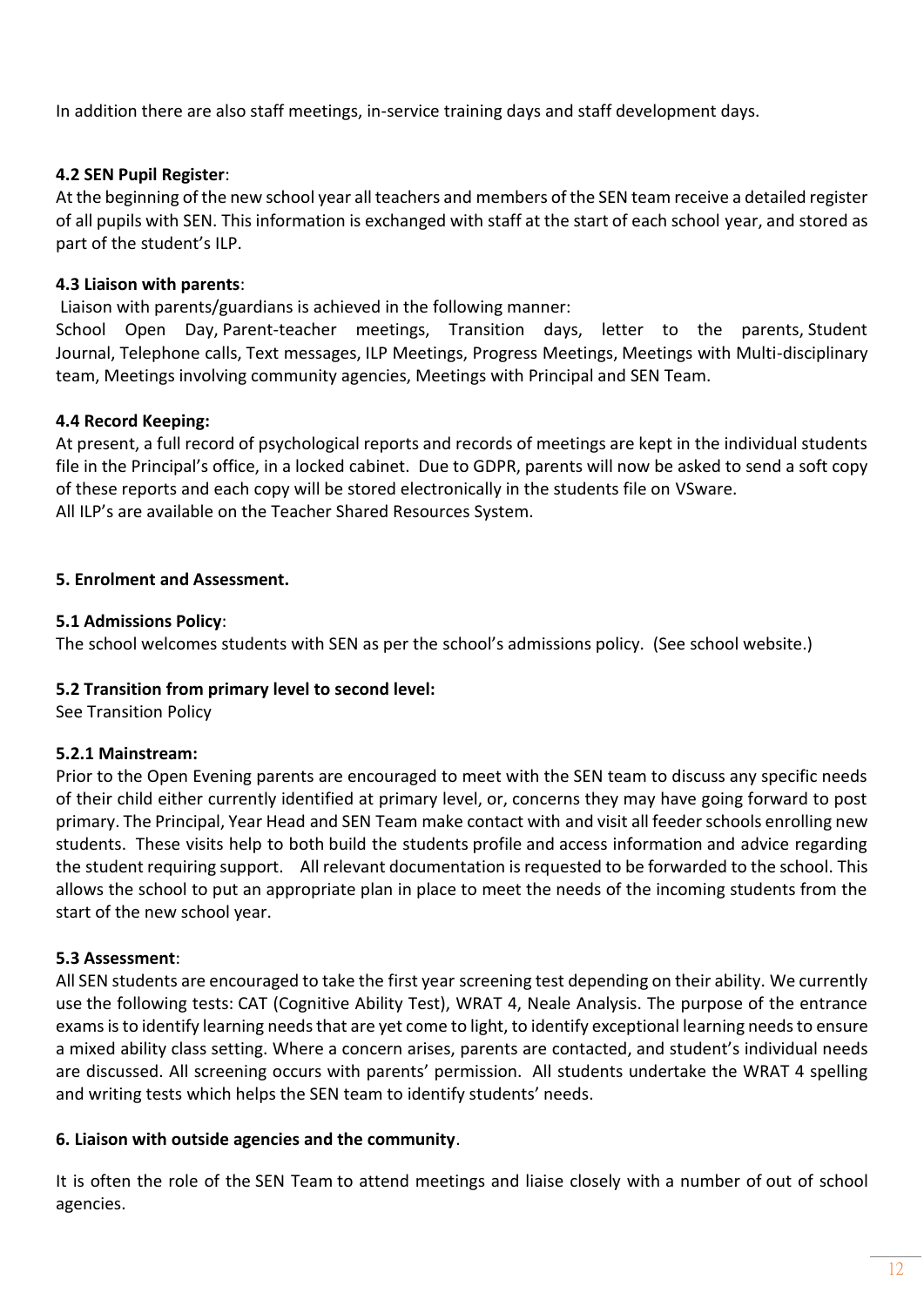In addition there are also staff meetings, in-service training days and staff development days.

**4.2 SEN Pupil Register**:
At the beginning of the new school year all teachers and members of the SEN team receive a detailed register of all pupils with SEN. This information is exchanged with staff at the start of each school year, and stored as part of the student's ILP.

**4.3 Liaison with parents**:
Liaison with parents/guardians is achieved in the following manner:
School Open Day, Parent-teacher meetings, Transition days, letter to the parents, Student Journal, Telephone calls, Text messages, ILP Meetings, Progress Meetings, Meetings with Multi-disciplinary team, Meetings involving community agencies, Meetings with Principal and SEN Team.

**4.4 Record Keeping:**
At present, a full record of psychological reports and records of meetings are kept in the individual students file in the Principal's office, in a locked cabinet. Due to GDPR, parents will now be asked to send a soft copy of these reports and each copy will be stored electronically in the students file on VSware.
All ILP's are available on the Teacher Shared Resources System.

**5. Enrolment and Assessment.**

**5.1 Admissions Policy**:
The school welcomes students with SEN as per the school's admissions policy. (See school website.)

**5.2 Transition from primary level to second level:**
See Transition Policy

**5.2.1 Mainstream:**
Prior to the Open Evening parents are encouraged to meet with the SEN team to discuss any specific needs of their child either currently identified at primary level, or, concerns they may have going forward to post primary. The Principal, Year Head and SEN Team make contact with and visit all feeder schools enrolling new students. These visits help to both build the students profile and access information and advice regarding the student requiring support. All relevant documentation is requested to be forwarded to the school. This allows the school to put an appropriate plan in place to meet the needs of the incoming students from the start of the new school year.

**5.3 Assessment**:
All SEN students are encouraged to take the first year screening test depending on their ability. We currently use the following tests: CAT (Cognitive Ability Test), WRAT 4, Neale Analysis. The purpose of the entrance exams is to identify learning needs that are yet come to light, to identify exceptional learning needs to ensure a mixed ability class setting. Where a concern arises, parents are contacted, and student's individual needs are discussed. All screening occurs with parents' permission. All students undertake the WRAT 4 spelling and writing tests which helps the SEN team to identify students' needs.

**6. Liaison with outside agencies and the community**.

It is often the role of the SEN Team to attend meetings and liaise closely with a number of out of school agencies.